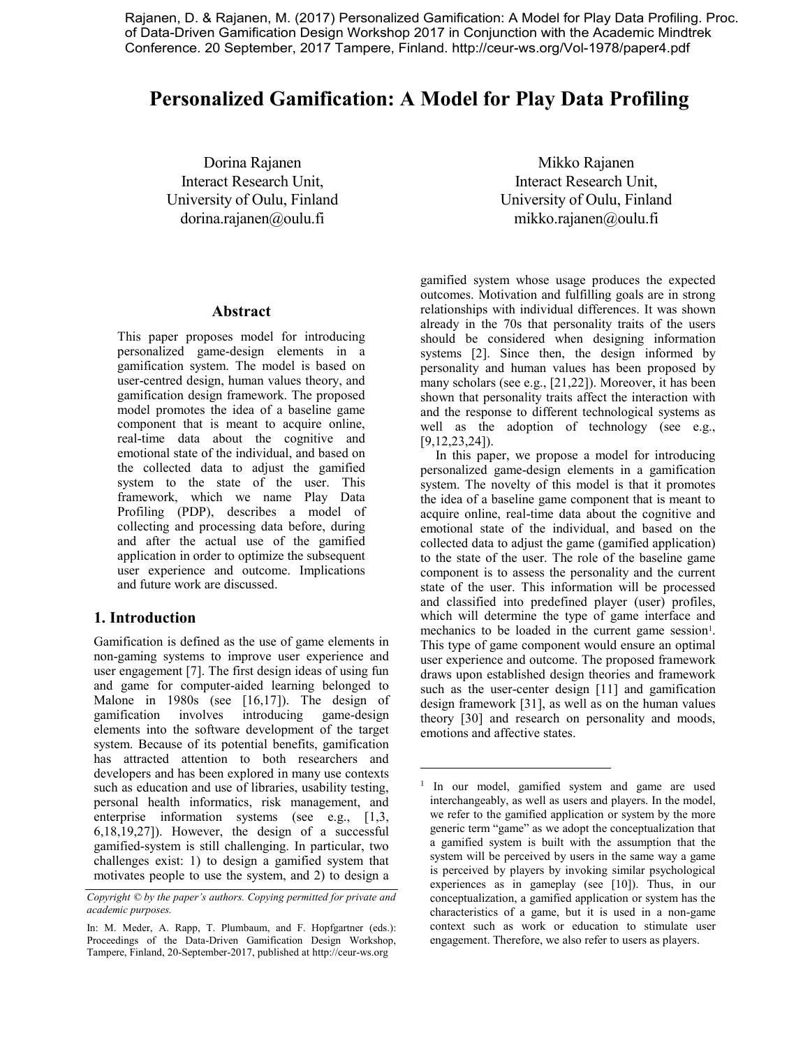Rajanen, D. & Rajanen, M. (2017) Personalized Gamification: A Model for Play Data Profiling. Proc. of Data-Driven Gamification Design Workshop 2017 in Conjunction with the Academic Mindtrek Conference. 20 September, 2017 Tampere, Finland. http://ceur-ws.org/Vol-1978/paper4.pdf

# Personalized Gamification: A Model for Play Data Profiling

Dorina Rajanen
Interact Research Unit,
University of Oulu, Finland
dorina.rajanen@oulu.fi

Mikko Rajanen
Interact Research Unit,
University of Oulu, Finland
mikko.rajanen@oulu.fi

## Abstract

This paper proposes model for introducing personalized game-design elements in a gamification system. The model is based on user-centred design, human values theory, and gamification design framework. The proposed model promotes the idea of a baseline game component that is meant to acquire online, real-time data about the cognitive and emotional state of the individual, and based on the collected data to adjust the gamified system to the state of the user. This framework, which we name Play Data Profiling (PDP), describes a model of collecting and processing data before, during and after the actual use of the gamified application in order to optimize the subsequent user experience and outcome. Implications and future work are discussed.

## 1. Introduction

Gamification is defined as the use of game elements in non-gaming systems to improve user experience and user engagement [7]. The first design ideas of using fun and game for computer-aided learning belonged to Malone in 1980s (see [16,17]). The design of gamification involves introducing game-design elements into the software development of the target system. Because of its potential benefits, gamification has attracted attention to both researchers and developers and has been explored in many use contexts such as education and use of libraries, usability testing, personal health informatics, risk management, and enterprise information systems (see e.g., [1,3, 6,18,19,27]). However, the design of a successful gamified-system is still challenging. In particular, two challenges exist: 1) to design a gamified system that motivates people to use the system, and 2) to design a gamified system whose usage produces the expected outcomes. Motivation and fulfilling goals are in strong relationships with individual differences. It was shown already in the 70s that personality traits of the users should be considered when designing information systems [2]. Since then, the design informed by personality and human values has been proposed by many scholars (see e.g., [21,22]). Moreover, it has been shown that personality traits affect the interaction with and the response to different technological systems as well as the adoption of technology (see e.g., [9,12,23,24]).

In this paper, we propose a model for introducing personalized game-design elements in a gamification system. The novelty of this model is that it promotes the idea of a baseline game component that is meant to acquire online, real-time data about the cognitive and emotional state of the individual, and based on the collected data to adjust the game (gamified application) to the state of the user. The role of the baseline game component is to assess the personality and the current state of the user. This information will be processed and classified into predefined player (user) profiles, which will determine the type of game interface and mechanics to be loaded in the current game session[1]. This type of game component would ensure an optimal user experience and outcome. The proposed framework draws upon established design theories and framework such as the user-center design [11] and gamification design framework [31], as well as on the human values theory [30] and research on personality and moods, emotions and affective states.

*Copyright © by the paper's authors. Copying permitted for private and academic purposes.*

In: M. Meder, A. Rapp, T. Plumbaum, and F. Hopfgartner (eds.): Proceedings of the Data-Driven Gamification Design Workshop, Tampere, Finland, 20-September-2017, published at http://ceur-ws.org

[1] In our model, gamified system and game are used interchangeably, as well as users and players. In the model, we refer to the gamified application or system by the more generic term "game" as we adopt the conceptualization that a gamified system is built with the assumption that the system will be perceived by users in the same way a game is perceived by players by invoking similar psychological experiences as in gameplay (see [10]). Thus, in our conceptualization, a gamified application or system has the characteristics of a game, but it is used in a non-game context such as work or education to stimulate user engagement. Therefore, we also refer to users as players.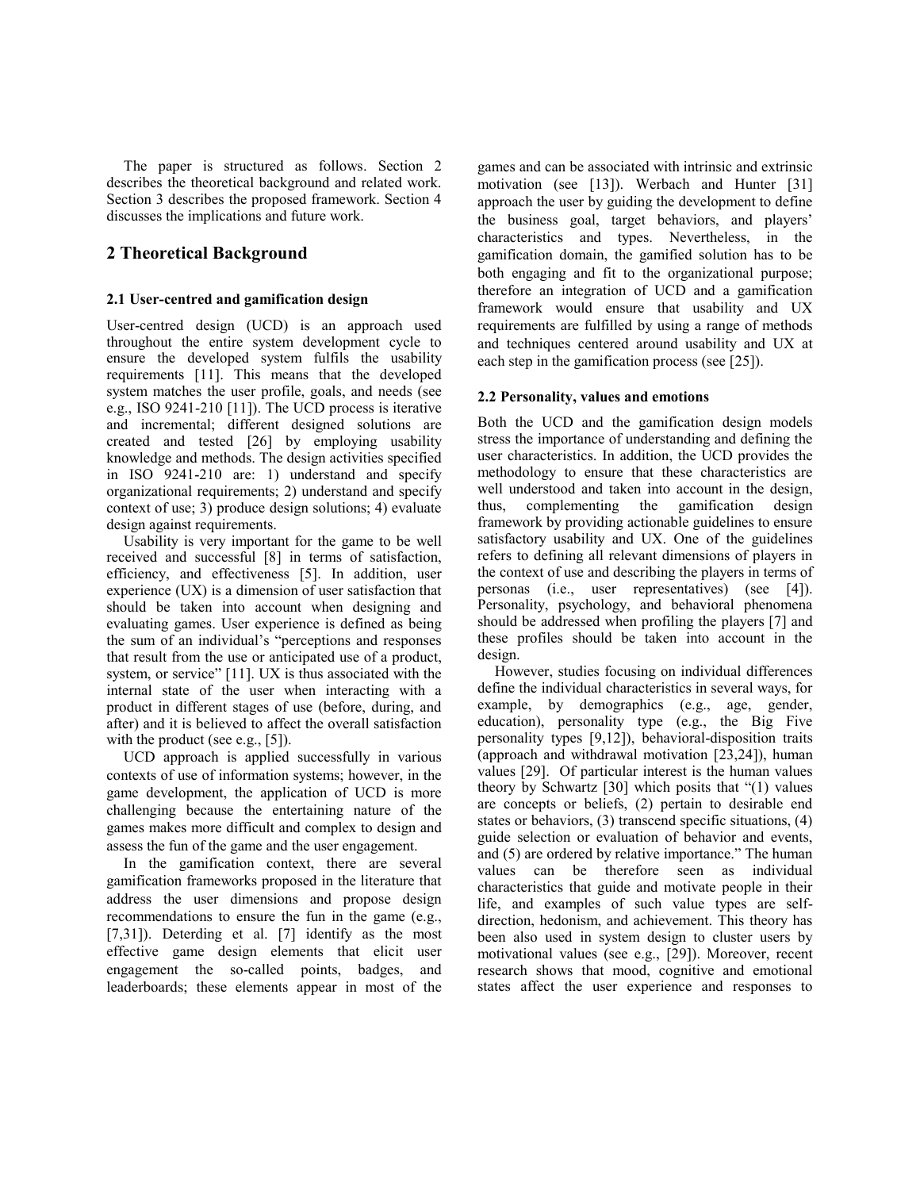The paper is structured as follows. Section 2 describes the theoretical background and related work. Section 3 describes the proposed framework. Section 4 discusses the implications and future work.

## 2 Theoretical Background

### 2.1 User-centred and gamification design

User-centred design (UCD) is an approach used throughout the entire system development cycle to ensure the developed system fulfils the usability requirements [11]. This means that the developed system matches the user profile, goals, and needs (see e.g., ISO 9241-210 [11]). The UCD process is iterative and incremental; different designed solutions are created and tested [26] by employing usability knowledge and methods. The design activities specified in ISO 9241-210 are: 1) understand and specify organizational requirements; 2) understand and specify context of use; 3) produce design solutions; 4) evaluate design against requirements.

Usability is very important for the game to be well received and successful [8] in terms of satisfaction, efficiency, and effectiveness [5]. In addition, user experience (UX) is a dimension of user satisfaction that should be taken into account when designing and evaluating games. User experience is defined as being the sum of an individual's "perceptions and responses that result from the use or anticipated use of a product, system, or service" [11]. UX is thus associated with the internal state of the user when interacting with a product in different stages of use (before, during, and after) and it is believed to affect the overall satisfaction with the product (see e.g., [5]).

UCD approach is applied successfully in various contexts of use of information systems; however, in the game development, the application of UCD is more challenging because the entertaining nature of the games makes more difficult and complex to design and assess the fun of the game and the user engagement.

In the gamification context, there are several gamification frameworks proposed in the literature that address the user dimensions and propose design recommendations to ensure the fun in the game (e.g., [7,31]). Deterding et al. [7] identify as the most effective game design elements that elicit user engagement the so-called points, badges, and leaderboards; these elements appear in most of the games and can be associated with intrinsic and extrinsic motivation (see [13]). Werbach and Hunter [31] approach the user by guiding the development to define the business goal, target behaviors, and players' characteristics and types. Nevertheless, in the gamification domain, the gamified solution has to be both engaging and fit to the organizational purpose; therefore an integration of UCD and a gamification framework would ensure that usability and UX requirements are fulfilled by using a range of methods and techniques centered around usability and UX at each step in the gamification process (see [25]).

### 2.2 Personality, values and emotions

Both the UCD and the gamification design models stress the importance of understanding and defining the user characteristics. In addition, the UCD provides the methodology to ensure that these characteristics are well understood and taken into account in the design, thus, complementing the gamification design framework by providing actionable guidelines to ensure satisfactory usability and UX. One of the guidelines refers to defining all relevant dimensions of players in the context of use and describing the players in terms of personas (i.e., user representatives) (see [4]). Personality, psychology, and behavioral phenomena should be addressed when profiling the players [7] and these profiles should be taken into account in the design.

However, studies focusing on individual differences define the individual characteristics in several ways, for example, by demographics (e.g., age, gender, education), personality type (e.g., the Big Five personality types [9,12]), behavioral-disposition traits (approach and withdrawal motivation [23,24]), human values [29]. Of particular interest is the human values theory by Schwartz [30] which posits that "(1) values are concepts or beliefs, (2) pertain to desirable end states or behaviors, (3) transcend specific situations, (4) guide selection or evaluation of behavior and events, and (5) are ordered by relative importance." The human values can be therefore seen as individual characteristics that guide and motivate people in their life, and examples of such value types are self-direction, hedonism, and achievement. This theory has been also used in system design to cluster users by motivational values (see e.g., [29]). Moreover, recent research shows that mood, cognitive and emotional states affect the user experience and responses to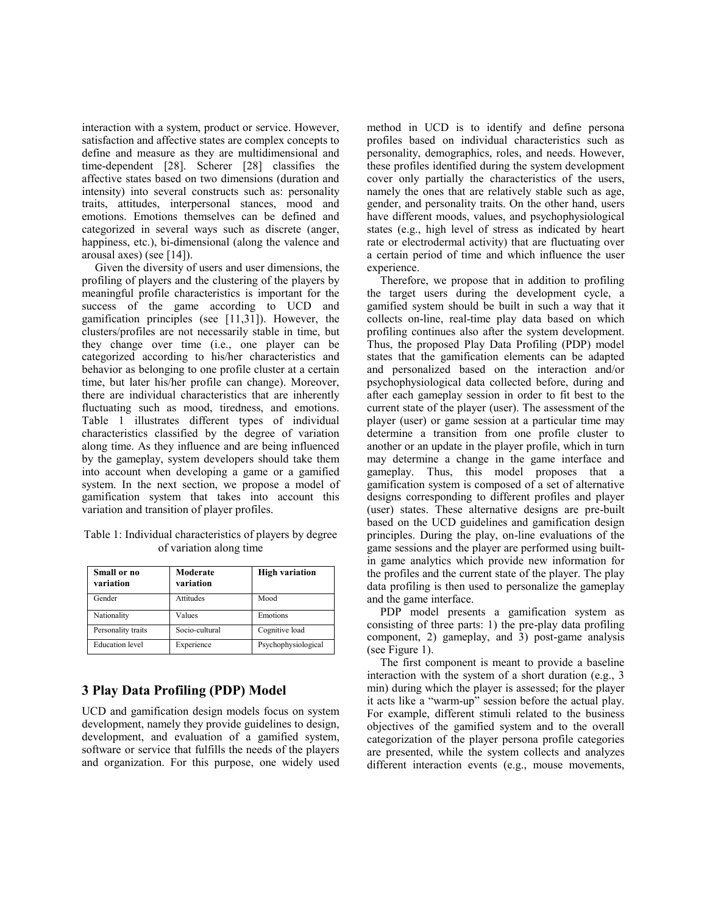interaction with a system, product or service. However, satisfaction and affective states are complex concepts to define and measure as they are multidimensional and time-dependent [28]. Scherer [28] classifies the affective states based on two dimensions (duration and intensity) into several constructs such as: personality traits, attitudes, interpersonal stances, mood and emotions. Emotions themselves can be defined and categorized in several ways such as discrete (anger, happiness, etc.), bi-dimensional (along the valence and arousal axes) (see [14]).

Given the diversity of users and user dimensions, the profiling of players and the clustering of the players by meaningful profile characteristics is important for the success of the game according to UCD and gamification principles (see [11,31]). However, the clusters/profiles are not necessarily stable in time, but they change over time (i.e., one player can be categorized according to his/her characteristics and behavior as belonging to one profile cluster at a certain time, but later his/her profile can change). Moreover, there are individual characteristics that are inherently fluctuating such as mood, tiredness, and emotions. Table 1 illustrates different types of individual characteristics classified by the degree of variation along time. As they influence and are being influenced by the gameplay, system developers should take them into account when developing a game or a gamified system. In the next section, we propose a model of gamification system that takes into account this variation and transition of player profiles.

Table 1: Individual characteristics of players by degree of variation along time

| **Small or no variation** | **Moderate variation** | **High variation** |
|---|---|---|
| Gender | Attitudes | Mood |
| Nationality | Values | Emotions |
| Personality traits | Socio-cultural | Cognitive load |
| Education level | Experience | Psychophysiological |

## 3 Play Data Profiling (PDP) Model

UCD and gamification design models focus on system development, namely they provide guidelines to design, development, and evaluation of a gamified system, software or service that fulfills the needs of the players and organization. For this purpose, one widely used method in UCD is to identify and define persona profiles based on individual characteristics such as personality, demographics, roles, and needs. However, these profiles identified during the system development cover only partially the characteristics of the users, namely the ones that are relatively stable such as age, gender, and personality traits. On the other hand, users have different moods, values, and psychophysiological states (e.g., high level of stress as indicated by heart rate or electrodermal activity) that are fluctuating over a certain period of time and which influence the user experience.

Therefore, we propose that in addition to profiling the target users during the development cycle, a gamified system should be built in such a way that it collects on-line, real-time play data based on which profiling continues also after the system development. Thus, the proposed Play Data Profiling (PDP) model states that the gamification elements can be adapted and personalized based on the interaction and/or psychophysiological data collected before, during and after each gameplay session in order to fit best to the current state of the player (user). The assessment of the player (user) or game session at a particular time may determine a transition from one profile cluster to another or an update in the player profile, which in turn may determine a change in the game interface and gameplay. Thus, this model proposes that a gamification system is composed of a set of alternative designs corresponding to different profiles and player (user) states. These alternative designs are pre-built based on the UCD guidelines and gamification design principles. During the play, on-line evaluations of the game sessions and the player are performed using built-in game analytics which provide new information for the profiles and the current state of the player. The play data profiling is then used to personalize the gameplay and the game interface.

PDP model presents a gamification system as consisting of three parts: 1) the pre-play data profiling component, 2) gameplay, and 3) post-game analysis (see Figure 1).

The first component is meant to provide a baseline interaction with the system of a short duration (e.g., 3 min) during which the player is assessed; for the player it acts like a "warm-up" session before the actual play. For example, different stimuli related to the business objectives of the gamified system and to the overall categorization of the player persona profile categories are presented, while the system collects and analyzes different interaction events (e.g., mouse movements,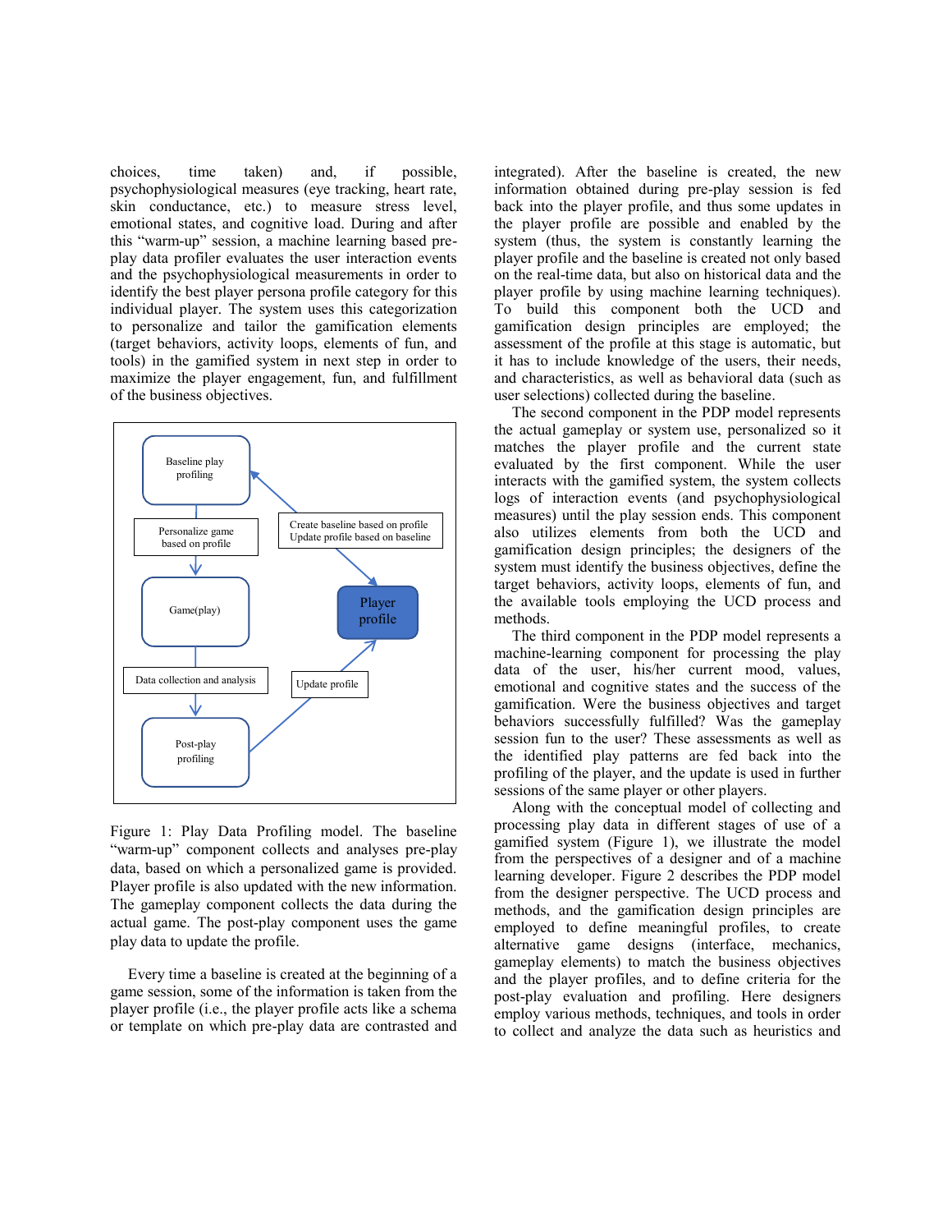choices, time taken) and, if possible, psychophysiological measures (eye tracking, heart rate, skin conductance, etc.) to measure stress level, emotional states, and cognitive load. During and after this "warm-up" session, a machine learning based pre-play data profiler evaluates the user interaction events and the psychophysiological measurements in order to identify the best player persona profile category for this individual player. The system uses this categorization to personalize and tailor the gamification elements (target behaviors, activity loops, elements of fun, and tools) in the gamified system in next step in order to maximize the player engagement, fun, and fulfillment of the business objectives.

Figure 1: Play Data Profiling model. The baseline "warm-up" component collects and analyses pre-play data, based on which a personalized game is provided. Player profile is also updated with the new information. The gameplay component collects the data during the actual game. The post-play component uses the game play data to update the profile.

Every time a baseline is created at the beginning of a game session, some of the information is taken from the player profile (i.e., the player profile acts like a schema or template on which pre-play data are contrasted and integrated). After the baseline is created, the new information obtained during pre-play session is fed back into the player profile, and thus some updates in the player profile are possible and enabled by the system (thus, the system is constantly learning the player profile and the baseline is created not only based on the real-time data, but also on historical data and the player profile by using machine learning techniques). To build this component both the UCD and gamification design principles are employed; the assessment of the profile at this stage is automatic, but it has to include knowledge of the users, their needs, and characteristics, as well as behavioral data (such as user selections) collected during the baseline.

The second component in the PDP model represents the actual gameplay or system use, personalized so it matches the player profile and the current state evaluated by the first component. While the user interacts with the gamified system, the system collects logs of interaction events (and psychophysiological measures) until the play session ends. This component also utilizes elements from both the UCD and gamification design principles; the designers of the system must identify the business objectives, define the target behaviors, activity loops, elements of fun, and the available tools employing the UCD process and methods.

The third component in the PDP model represents a machine-learning component for processing the play data of the user, his/her current mood, values, emotional and cognitive states and the success of the gamification. Were the business objectives and target behaviors successfully fulfilled? Was the gameplay session fun to the user? These assessments as well as the identified play patterns are fed back into the profiling of the player, and the update is used in further sessions of the same player or other players.

Along with the conceptual model of collecting and processing play data in different stages of use of a gamified system (Figure 1), we illustrate the model from the perspectives of a designer and of a machine learning developer. Figure 2 describes the PDP model from the designer perspective. The UCD process and methods, and the gamification design principles are employed to define meaningful profiles, to create alternative game designs (interface, mechanics, gameplay elements) to match the business objectives and the player profiles, and to define criteria for the post-play evaluation and profiling. Here designers employ various methods, techniques, and tools in order to collect and analyze the data such as heuristics and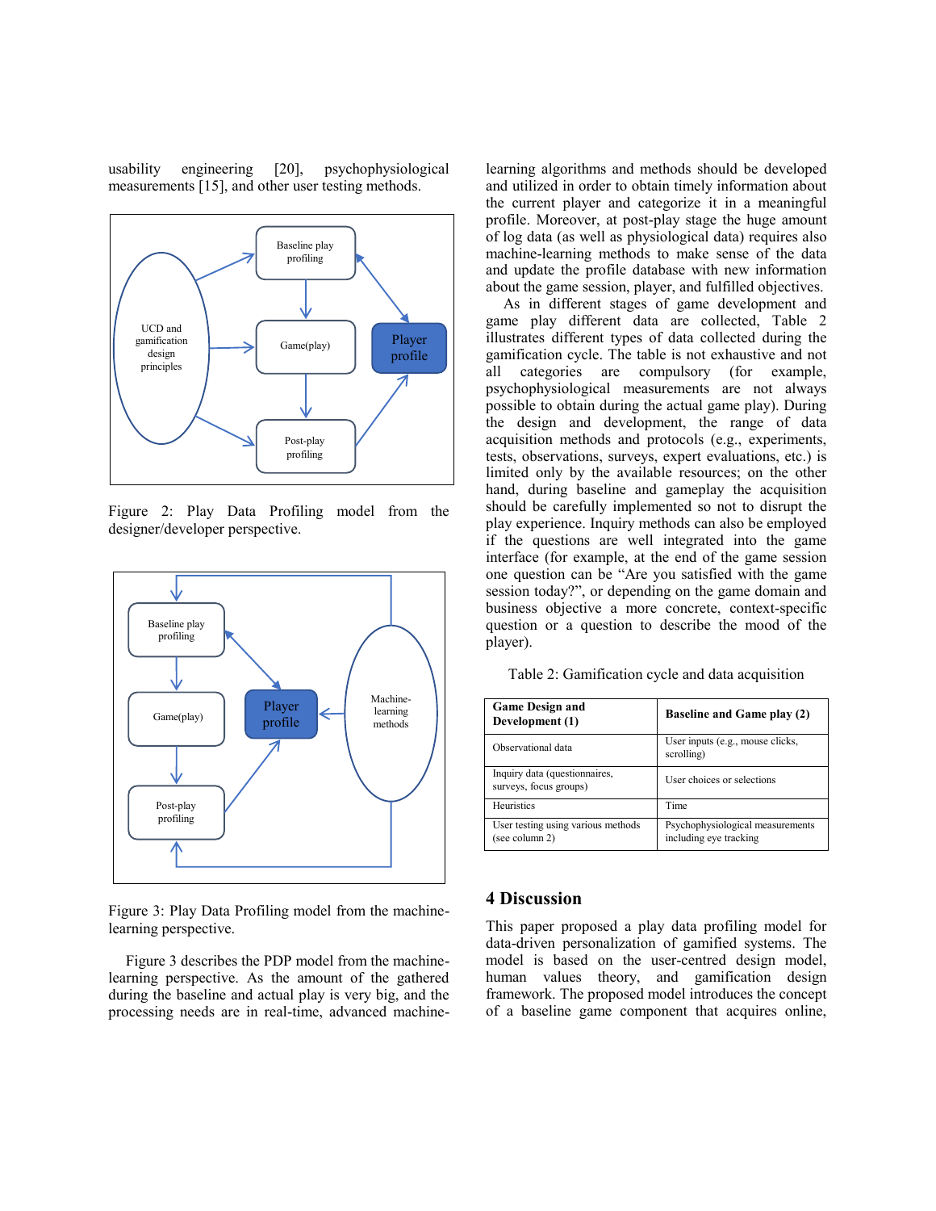usability engineering [20], psychophysiological measurements [15], and other user testing methods.

Figure 2: Play Data Profiling model from the designer/developer perspective.

Figure 3: Play Data Profiling model from the machine-learning perspective.

Figure 3 describes the PDP model from the machine-learning perspective. As the amount of the gathered during the baseline and actual play is very big, and the processing needs are in real-time, advanced machine-learning algorithms and methods should be developed and utilized in order to obtain timely information about the current player and categorize it in a meaningful profile. Moreover, at post-play stage the huge amount of log data (as well as physiological data) requires also machine-learning methods to make sense of the data and update the profile database with new information about the game session, player, and fulfilled objectives.

As in different stages of game development and game play different data are collected, Table 2 illustrates different types of data collected during the gamification cycle. The table is not exhaustive and not all categories are compulsory (for example, psychophysiological measurements are not always possible to obtain during the actual game play). During the design and development, the range of data acquisition methods and protocols (e.g., experiments, tests, observations, surveys, expert evaluations, etc.) is limited only by the available resources; on the other hand, during baseline and gameplay the acquisition should be carefully implemented so not to disrupt the play experience. Inquiry methods can also be employed if the questions are well integrated into the game interface (for example, at the end of the game session one question can be "Are you satisfied with the game session today?", or depending on the game domain and business objective a more concrete, context-specific question or a question to describe the mood of the player).

Table 2: Gamification cycle and data acquisition

| Game Design and Development (1) | Baseline and Game play (2) |
|---|---|
| Observational data | User inputs (e.g., mouse clicks, scrolling) |
| Inquiry data (questionnaires, surveys, focus groups) | User choices or selections |
| Heuristics | Time |
| User testing using various methods (see column 2) | Psychophysiological measurements including eye tracking |

## 4 Discussion

This paper proposed a play data profiling model for data-driven personalization of gamified systems. The model is based on the user-centred design model, human values theory, and gamification design framework. The proposed model introduces the concept of a baseline game component that acquires online,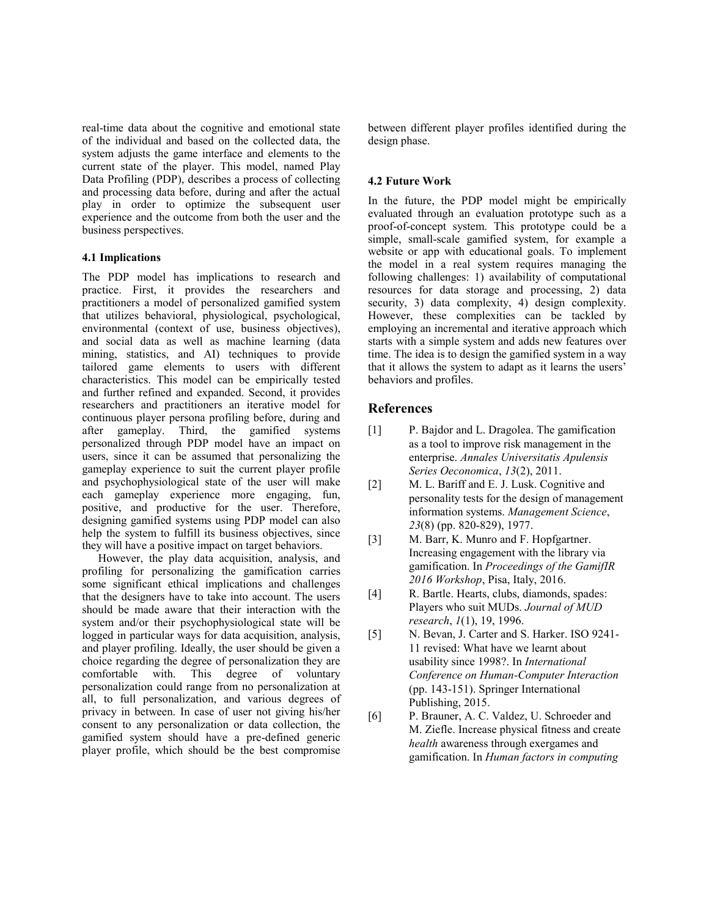real-time data about the cognitive and emotional state of the individual and based on the collected data, the system adjusts the game interface and elements to the current state of the player. This model, named Play Data Profiling (PDP), describes a process of collecting and processing data before, during and after the actual play in order to optimize the subsequent user experience and the outcome from both the user and the business perspectives.

### 4.1 Implications

The PDP model has implications to research and practice. First, it provides the researchers and practitioners a model of personalized gamified system that utilizes behavioral, physiological, psychological, environmental (context of use, business objectives), and social data as well as machine learning (data mining, statistics, and AI) techniques to provide tailored game elements to users with different characteristics. This model can be empirically tested and further refined and expanded. Second, it provides researchers and practitioners an iterative model for continuous player persona profiling before, during and after gameplay. Third, the gamified systems personalized through PDP model have an impact on users, since it can be assumed that personalizing the gameplay experience to suit the current player profile and psychophysiological state of the user will make each gameplay experience more engaging, fun, positive, and productive for the user. Therefore, designing gamified systems using PDP model can also help the system to fulfill its business objectives, since they will have a positive impact on target behaviors.

However, the play data acquisition, analysis, and profiling for personalizing the gamification carries some significant ethical implications and challenges that the designers have to take into account. The users should be made aware that their interaction with the system and/or their psychophysiological state will be logged in particular ways for data acquisition, analysis, and player profiling. Ideally, the user should be given a choice regarding the degree of personalization they are comfortable with. This degree of voluntary personalization could range from no personalization at all, to full personalization, and various degrees of privacy in between. In case of user not giving his/her consent to any personalization or data collection, the gamified system should have a pre-defined generic player profile, which should be the best compromise between different player profiles identified during the design phase.

### 4.2 Future Work

In the future, the PDP model might be empirically evaluated through an evaluation prototype such as a proof-of-concept system. This prototype could be a simple, small-scale gamified system, for example a website or app with educational goals. To implement the model in a real system requires managing the following challenges: 1) availability of computational resources for data storage and processing, 2) data security, 3) data complexity, 4) design complexity. However, these complexities can be tackled by employing an incremental and iterative approach which starts with a simple system and adds new features over time. The idea is to design the gamified system in a way that it allows the system to adapt as it learns the users' behaviors and profiles.

## References

[1] P. Bajdor and L. Dragolea. The gamification as a tool to improve risk management in the enterprise. *Annales Universitatis Apulensis Series Oeconomica*, *13*(2), 2011.

[2] M. L. Bariff and E. J. Lusk. Cognitive and personality tests for the design of management information systems. *Management Science*, *23*(8) (pp. 820-829), 1977.

[3] M. Barr, K. Munro and F. Hopfgartner. Increasing engagement with the library via gamification. In *Proceedings of the GamifIR 2016 Workshop*, Pisa, Italy, 2016.

[4] R. Bartle. Hearts, clubs, diamonds, spades: Players who suit MUDs. *Journal of MUD research*, *1*(1), 19, 1996.

[5] N. Bevan, J. Carter and S. Harker. ISO 9241-11 revised: What have we learnt about usability since 1998?. In *International Conference on Human-Computer Interaction* (pp. 143-151). Springer International Publishing, 2015.

[6] P. Brauner, A. C. Valdez, U. Schroeder and M. Ziefle. Increase physical fitness and create *health* awareness through exergames and gamification. In *Human factors in computing*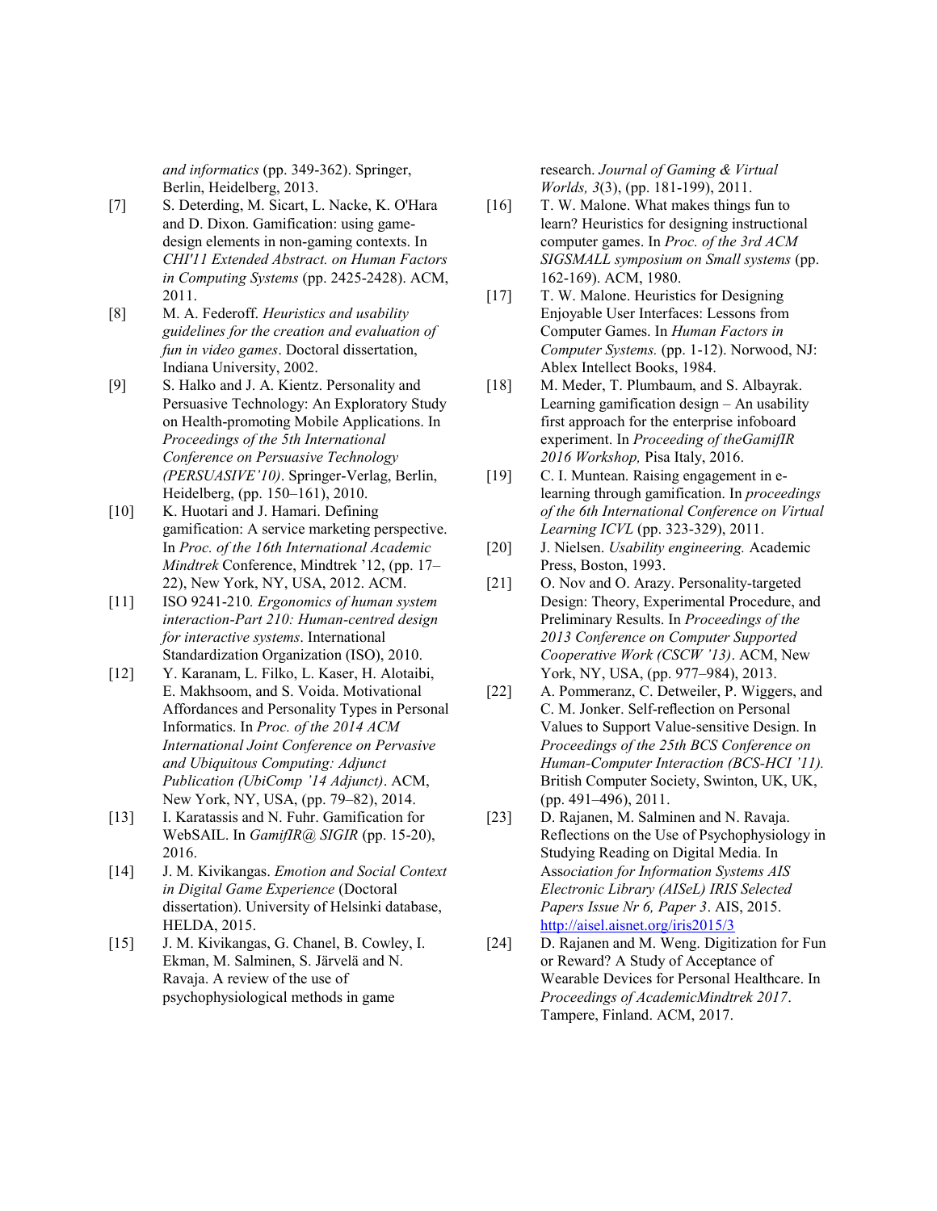*and informatics* (pp. 349-362). Springer, Berlin, Heidelberg, 2013.

[7] S. Deterding, M. Sicart, L. Nacke, K. O'Hara and D. Dixon. Gamification: using game-design elements in non-gaming contexts. In *CHI'11 Extended Abstract. on Human Factors in Computing Systems* (pp. 2425-2428). ACM, 2011.

[8] M. A. Federoff. *Heuristics and usability guidelines for the creation and evaluation of fun in video games*. Doctoral dissertation, Indiana University, 2002.

[9] S. Halko and J. A. Kientz. Personality and Persuasive Technology: An Exploratory Study on Health-promoting Mobile Applications. In *Proceedings of the 5th International Conference on Persuasive Technology (PERSUASIVE'10)*. Springer-Verlag, Berlin, Heidelberg, (pp. 150–161), 2010.

[10] K. Huotari and J. Hamari. Defining gamification: A service marketing perspective. In *Proc. of the 16th International Academic Mindtrek* Conference, Mindtrek '12, (pp. 17–22), New York, NY, USA, 2012. ACM.

[11] ISO 9241-210. *Ergonomics of human system interaction-Part 210: Human-centred design for interactive systems*. International Standardization Organization (ISO), 2010.

[12] Y. Karanam, L. Filko, L. Kaser, H. Alotaibi, E. Makhsoom, and S. Voida. Motivational Affordances and Personality Types in Personal Informatics. In *Proc. of the 2014 ACM International Joint Conference on Pervasive and Ubiquitous Computing: Adjunct Publication (UbiComp '14 Adjunct)*. ACM, New York, NY, USA, (pp. 79–82), 2014.

[13] I. Karatassis and N. Fuhr. Gamification for WebSAIL. In *GamifIR@ SIGIR* (pp. 15-20), 2016.

[14] J. M. Kivikangas. *Emotion and Social Context in Digital Game Experience* (Doctoral dissertation). University of Helsinki database, HELDA, 2015.

[15] J. M. Kivikangas, G. Chanel, B. Cowley, I. Ekman, M. Salminen, S. Järvelä and N. Ravaja. A review of the use of psychophysiological methods in game research. *Journal of Gaming & Virtual Worlds, 3*(3), (pp. 181-199), 2011.

[16] T. W. Malone. What makes things fun to learn? Heuristics for designing instructional computer games. In *Proc. of the 3rd ACM SIGSMALL symposium on Small systems* (pp. 162-169). ACM, 1980.

[17] T. W. Malone. Heuristics for Designing Enjoyable User Interfaces: Lessons from Computer Games. In *Human Factors in Computer Systems.* (pp. 1-12). Norwood, NJ: Ablex Intellect Books, 1984.

[18] M. Meder, T. Plumbaum, and S. Albayrak. Learning gamification design – An usability first approach for the enterprise infoboard experiment. In *Proceeding of theGamifIR 2016 Workshop,* Pisa Italy, 2016.

[19] C. I. Muntean. Raising engagement in e-learning through gamification. In *proceedings of the 6th International Conference on Virtual Learning ICVL* (pp. 323-329), 2011.

[20] J. Nielsen. *Usability engineering.* Academic Press, Boston, 1993.

[21] O. Nov and O. Arazy. Personality-targeted Design: Theory, Experimental Procedure, and Preliminary Results. In *Proceedings of the 2013 Conference on Computer Supported Cooperative Work (CSCW '13)*. ACM, New York, NY, USA, (pp. 977–984), 2013.

[22] A. Pommeranz, C. Detweiler, P. Wiggers, and C. M. Jonker. Self-reflection on Personal Values to Support Value-sensitive Design. In *Proceedings of the 25th BCS Conference on Human-Computer Interaction (BCS-HCI '11).* British Computer Society, Swinton, UK, UK, (pp. 491–496), 2011.

[23] D. Rajanen, M. Salminen and N. Ravaja. Reflections on the Use of Psychophysiology in Studying Reading on Digital Media. In *Association for Information Systems AIS Electronic Library (AISeL) IRIS Selected Papers Issue Nr 6, Paper 3*. AIS, 2015. http://aisel.aisnet.org/iris2015/3

[24] D. Rajanen and M. Weng. Digitization for Fun or Reward? A Study of Acceptance of Wearable Devices for Personal Healthcare. In *Proceedings of AcademicMindtrek 2017*. Tampere, Finland. ACM, 2017.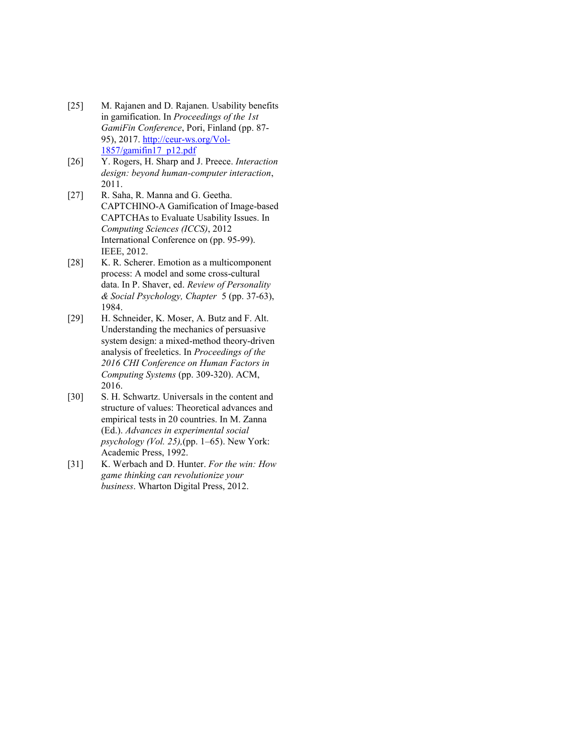[25] M. Rajanen and D. Rajanen. Usability benefits in gamification. In *Proceedings of the 1st GamiFin Conference*, Pori, Finland (pp. 87-95), 2017. http://ceur-ws.org/Vol-1857/gamifin17_p12.pdf

[26] Y. Rogers, H. Sharp and J. Preece. *Interaction design: beyond human-computer interaction*, 2011.

[27] R. Saha, R. Manna and G. Geetha. CAPTCHINO-A Gamification of Image-based CAPTCHAs to Evaluate Usability Issues. In *Computing Sciences (ICCS)*, 2012 International Conference on (pp. 95-99). IEEE, 2012.

[28] K. R. Scherer. Emotion as a multicomponent process: A model and some cross-cultural data. In P. Shaver, ed. *Review of Personality & Social Psychology, Chapter* 5 (pp. 37-63), 1984.

[29] H. Schneider, K. Moser, A. Butz and F. Alt. Understanding the mechanics of persuasive system design: a mixed-method theory-driven analysis of freeletics. In *Proceedings of the 2016 CHI Conference on Human Factors in Computing Systems* (pp. 309-320). ACM, 2016.

[30] S. H. Schwartz. Universals in the content and structure of values: Theoretical advances and empirical tests in 20 countries. In M. Zanna (Ed.). *Advances in experimental social psychology (Vol. 25),*(pp. 1–65). New York: Academic Press, 1992.

[31] K. Werbach and D. Hunter. *For the win: How game thinking can revolutionize your business*. Wharton Digital Press, 2012.